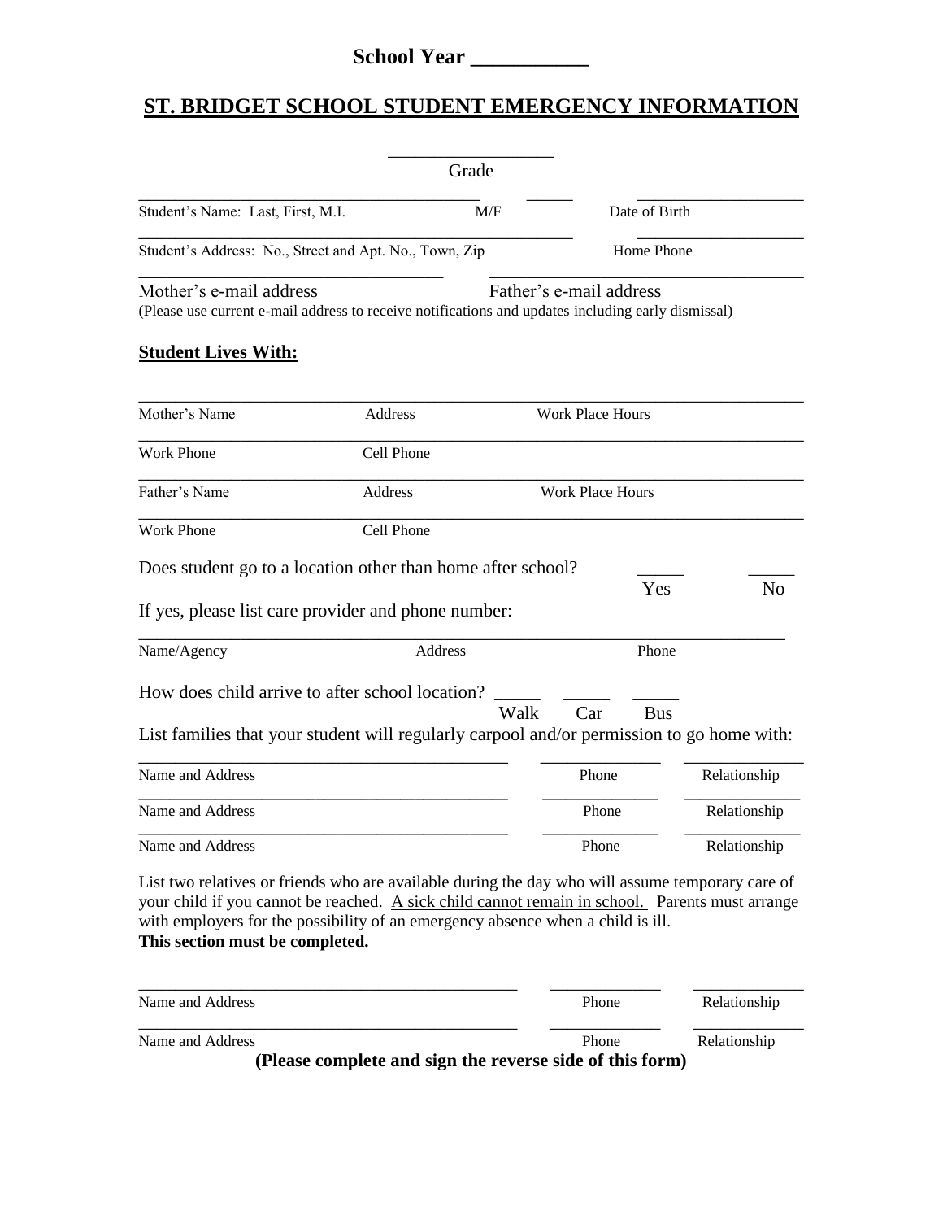**School Year ___________**

# ST. BRIDGET SCHOOL STUDENT EMERGENCY INFORMATION

_________________
Grade

| Student's Name: Last, First, M.I. | M/F | Date of Birth |
|---|---|---|
| | | |

| Student's Address: No., Street and Apt. No., Town, Zip | Home Phone |
|---|---|
| | |

| Mother's e-mail address | Father's e-mail address |
|---|---|
| | |

(Please use current e-mail address to receive notifications and updates including early dismissal)

**Student Lives With:**

| Mother's Name | Address | Work Place Hours |
|---|---|---|
| | | |

| Work Phone | Cell Phone |
|---|---|
| | |

| Father's Name | Address | Work Place Hours |
|---|---|---|
| | | |

| Work Phone | Cell Phone |
|---|---|
| | |

Does student go to a location other than home after school? _____ Yes _____ No

If yes, please list care provider and phone number:

| Name/Agency | Address | Phone |
|---|---|---|
| | | |

How does child arrive to after school location? _____ Walk _____ Car _____ Bus

List families that your student will regularly carpool and/or permission to go home with:

| Name and Address | Phone | Relationship |
|---|---|---|
| | | |
| | | |
| | | |

List two relatives or friends who are available during the day who will assume temporary care of your child if you cannot be reached. A sick child cannot remain in school. Parents must arrange with employers for the possibility of an emergency absence when a child is ill.
**This section must be completed.**

| Name and Address | Phone | Relationship |
|---|---|---|
| | | |
| | | |

**(Please complete and sign the reverse side of this form)**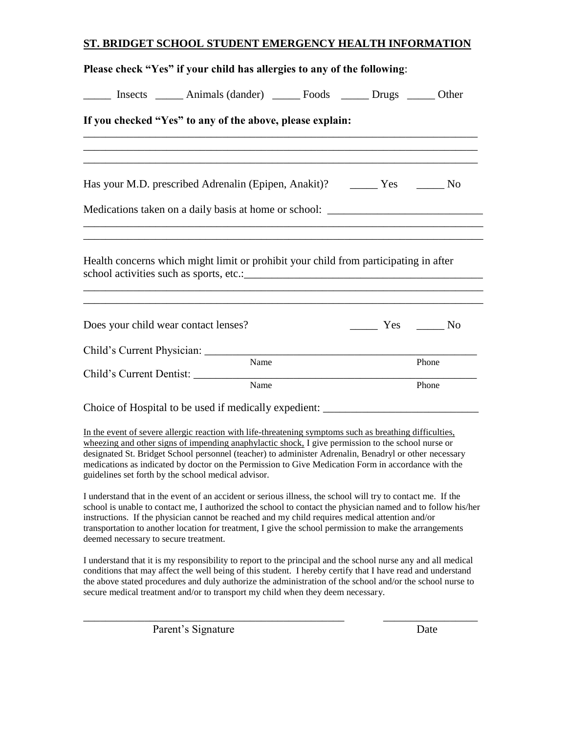## ST. BRIDGET SCHOOL STUDENT EMERGENCY HEALTH INFORMATION

**Please check "Yes" if your child has allergies to any of the following**:

_____ Insects _____ Animals (dander) _____ Foods _____ Drugs _____ Other

**If you checked "Yes" to any of the above, please explain:**

___________________________________________________________________________
___________________________________________________________________________
___________________________________________________________________________

Has your M.D. prescribed Adrenalin (Epipen, Anakit)? _____ Yes _____ No

Medications taken on a daily basis at home or school: ___________________________
___________________________________________________________________________
___________________________________________________________________________

Health concerns which might limit or prohibit your child from participating in after school activities such as sports, etc.:___________________________________________
___________________________________________________________________________
___________________________________________________________________________

Does your child wear contact lenses? _____ Yes _____ No

Child's Current Physician: _______________________________________________
Name Phone

Child's Current Dentist: _________________________________________________
Name Phone

Choice of Hospital to be used if medically expedient: ___________________________

In the event of severe allergic reaction with life-threatening symptoms such as breathing difficulties, wheezing and other signs of impending anaphylactic shock, I give permission to the school nurse or designated St. Bridget School personnel (teacher) to administer Adrenalin, Benadryl or other necessary medications as indicated by doctor on the Permission to Give Medication Form in accordance with the guidelines set forth by the school medical advisor.

I understand that in the event of an accident or serious illness, the school will try to contact me. If the school is unable to contact me, I authorized the school to contact the physician named and to follow his/her instructions. If the physician cannot be reached and my child requires medical attention and/or transportation to another location for treatment, I give the school permission to make the arrangements deemed necessary to secure treatment.

I understand that it is my responsibility to report to the principal and the school nurse any and all medical conditions that may affect the well being of this student. I hereby certify that I have read and understand the above stated procedures and duly authorize the administration of the school and/or the school nurse to secure medical treatment and/or to transport my child when they deem necessary.

_______________________________________________ _________________
Parent's Signature Date